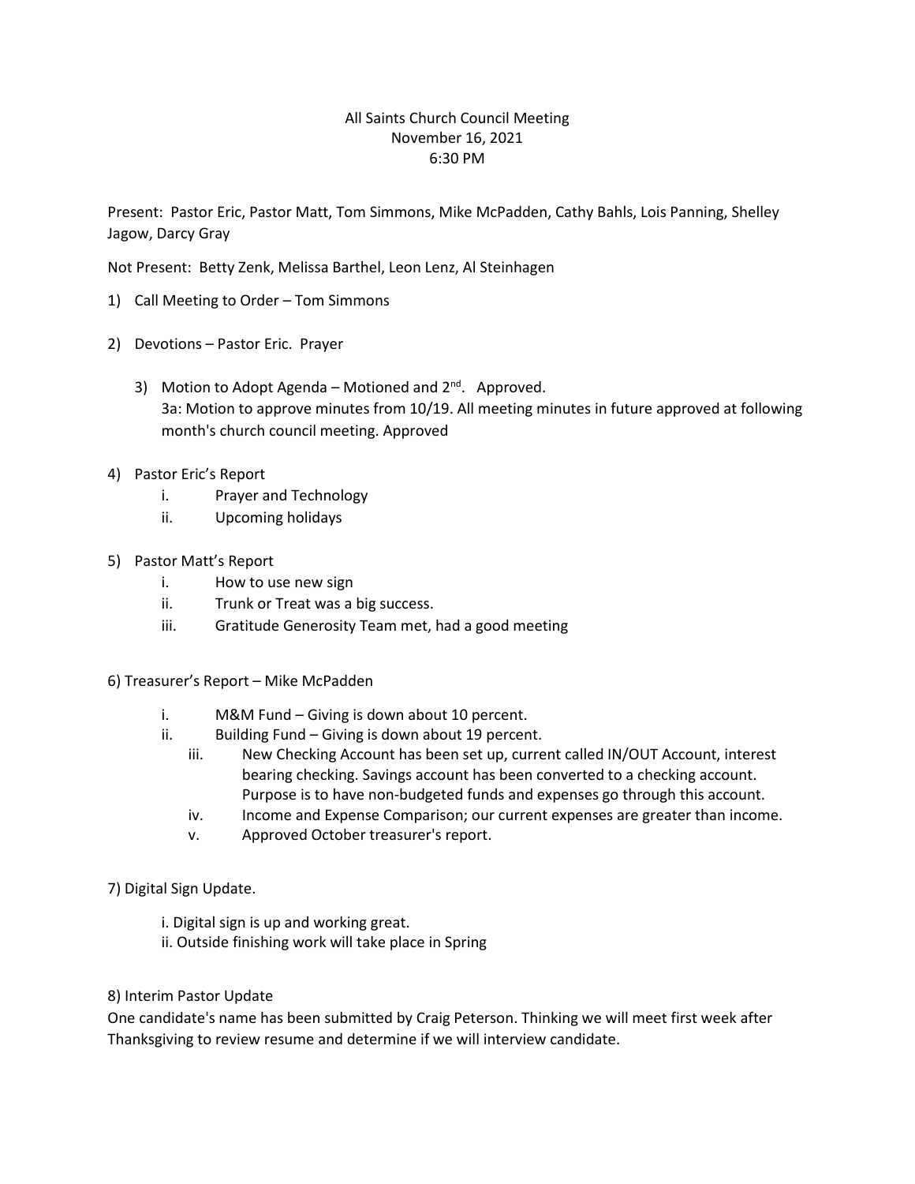# All Saints Church Council Meeting
## November 16, 2021
## 6:30 PM

Present: Pastor Eric, Pastor Matt, Tom Simmons, Mike McPadden, Cathy Bahls, Lois Panning, Shelley Jagow, Darcy Gray

Not Present: Betty Zenk, Melissa Barthel, Leon Lenz, Al Steinhagen

1) Call Meeting to Order – Tom Simmons

2) Devotions – Pastor Eric. Prayer

3) Motion to Adopt Agenda – Motioned and 2nd. Approved.
   3a: Motion to approve minutes from 10/19. All meeting minutes in future approved at following month's church council meeting. Approved

4) Pastor Eric's Report
   - i. Prayer and Technology
   - ii. Upcoming holidays

5) Pastor Matt's Report
   - i. How to use new sign
   - ii. Trunk or Treat was a big success.
   - iii. Gratitude Generosity Team met, had a good meeting

6) Treasurer's Report – Mike McPadden
   - i. M&M Fund – Giving is down about 10 percent.
   - ii. Building Fund – Giving is down about 19 percent.
   - iii. New Checking Account has been set up, current called IN/OUT Account, interest bearing checking. Savings account has been converted to a checking account. Purpose is to have non-budgeted funds and expenses go through this account.
   - iv. Income and Expense Comparison; our current expenses are greater than income.
   - v. Approved October treasurer's report.

7) Digital Sign Update.
   - i. Digital sign is up and working great.
   - ii. Outside finishing work will take place in Spring

8) Interim Pastor Update

One candidate's name has been submitted by Craig Peterson. Thinking we will meet first week after Thanksgiving to review resume and determine if we will interview candidate.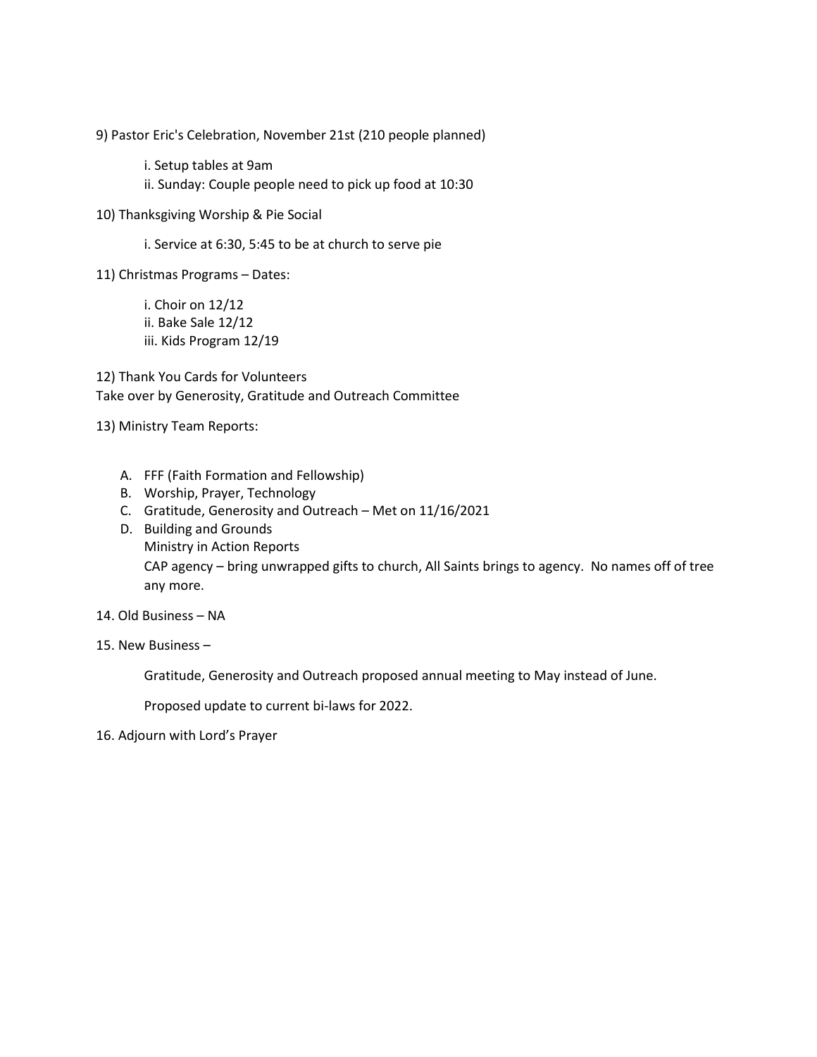9) Pastor Eric's Celebration, November 21st (210 people planned)

   i. Setup tables at 9am  
   ii. Sunday: Couple people need to pick up food at 10:30

10) Thanksgiving Worship & Pie Social

   i. Service at 6:30, 5:45 to be at church to serve pie

11) Christmas Programs – Dates:

   i. Choir on 12/12  
   ii. Bake Sale 12/12  
   iii. Kids Program 12/19

12) Thank You Cards for Volunteers  
Take over by Generosity, Gratitude and Outreach Committee

13) Ministry Team Reports:

   A. FFF (Faith Formation and Fellowship)  
   B. Worship, Prayer, Technology  
   C. Gratitude, Generosity and Outreach – Met on 11/16/2021  
   D. Building and Grounds  
      Ministry in Action Reports  
      CAP agency – bring unwrapped gifts to church, All Saints brings to agency. No names off of tree any more.

14. Old Business – NA

15. New Business –

   Gratitude, Generosity and Outreach proposed annual meeting to May instead of June.

   Proposed update to current bi-laws for 2022.

16. Adjourn with Lord's Prayer